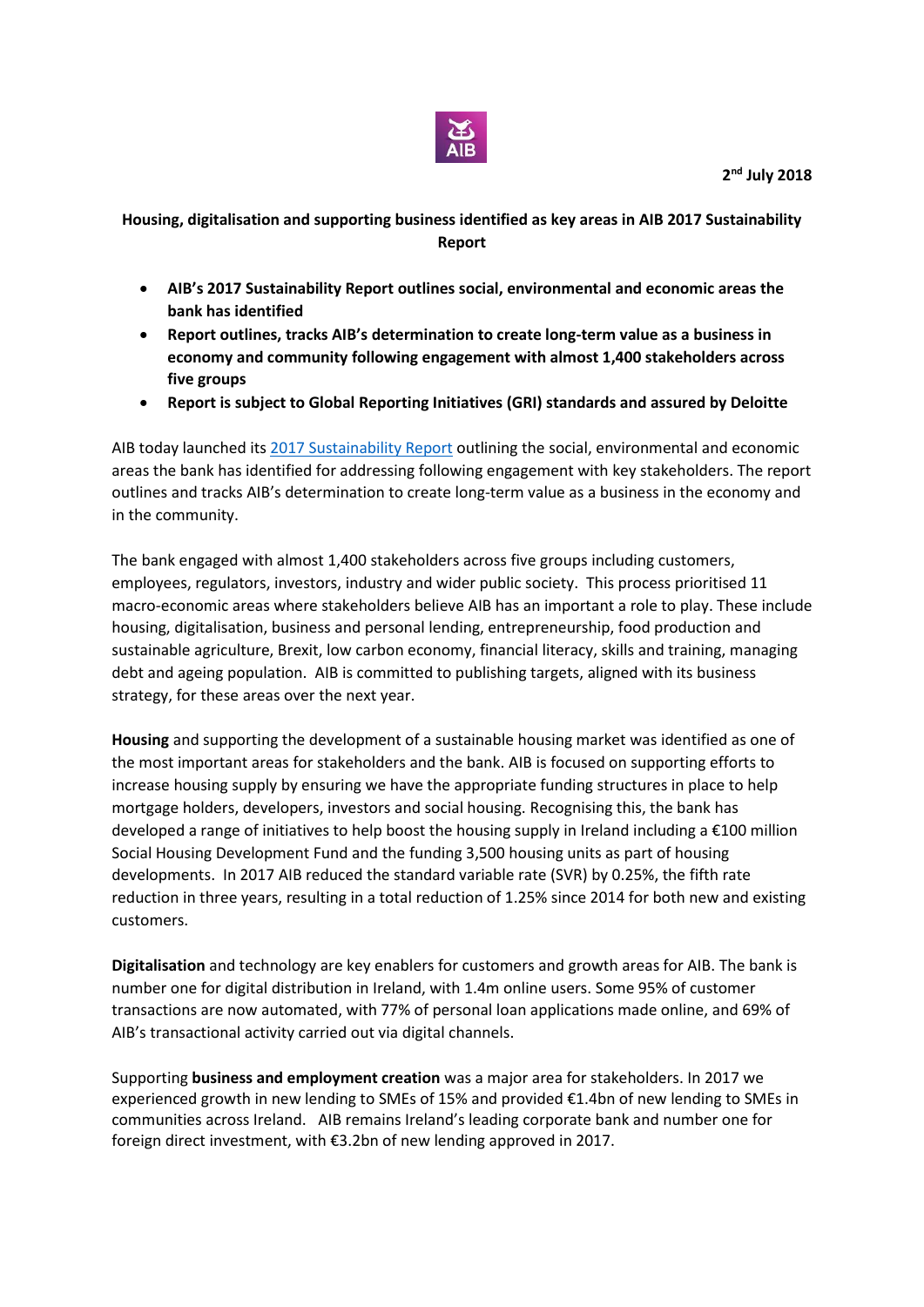2nd July 2018

**Housing, digitalisation and supporting business identified as key areas in AIB 2017 Sustainability Report**

- **AIB's 2017 Sustainability Report outlines social, environmental and economic areas the bank has identified**
- **Report outlines, tracks AIB's determination to create long-term value as a business in economy and community following engagement with almost 1,400 stakeholders across five groups**
- **Report is subject to Global Reporting Initiatives (GRI) standards and assured by Deloitte**

AIB today launched its 2017 Sustainability Report outlining the social, environmental and economic areas the bank has identified for addressing following engagement with key stakeholders. The report outlines and tracks AIB's determination to create long-term value as a business in the economy and in the community.

The bank engaged with almost 1,400 stakeholders across five groups including customers, employees, regulators, investors, industry and wider public society. This process prioritised 11 macro-economic areas where stakeholders believe AIB has an important a role to play. These include housing, digitalisation, business and personal lending, entrepreneurship, food production and sustainable agriculture, Brexit, low carbon economy, financial literacy, skills and training, managing debt and ageing population. AIB is committed to publishing targets, aligned with its business strategy, for these areas over the next year.

**Housing** and supporting the development of a sustainable housing market was identified as one of the most important areas for stakeholders and the bank. AIB is focused on supporting efforts to increase housing supply by ensuring we have the appropriate funding structures in place to help mortgage holders, developers, investors and social housing. Recognising this, the bank has developed a range of initiatives to help boost the housing supply in Ireland including a €100 million Social Housing Development Fund and the funding 3,500 housing units as part of housing developments. In 2017 AIB reduced the standard variable rate (SVR) by 0.25%, the fifth rate reduction in three years, resulting in a total reduction of 1.25% since 2014 for both new and existing customers.

**Digitalisation** and technology are key enablers for customers and growth areas for AIB. The bank is number one for digital distribution in Ireland, with 1.4m online users. Some 95% of customer transactions are now automated, with 77% of personal loan applications made online, and 69% of AIB's transactional activity carried out via digital channels.

Supporting **business and employment creation** was a major area for stakeholders. In 2017 we experienced growth in new lending to SMEs of 15% and provided €1.4bn of new lending to SMEs in communities across Ireland. AIB remains Ireland's leading corporate bank and number one for foreign direct investment, with €3.2bn of new lending approved in 2017.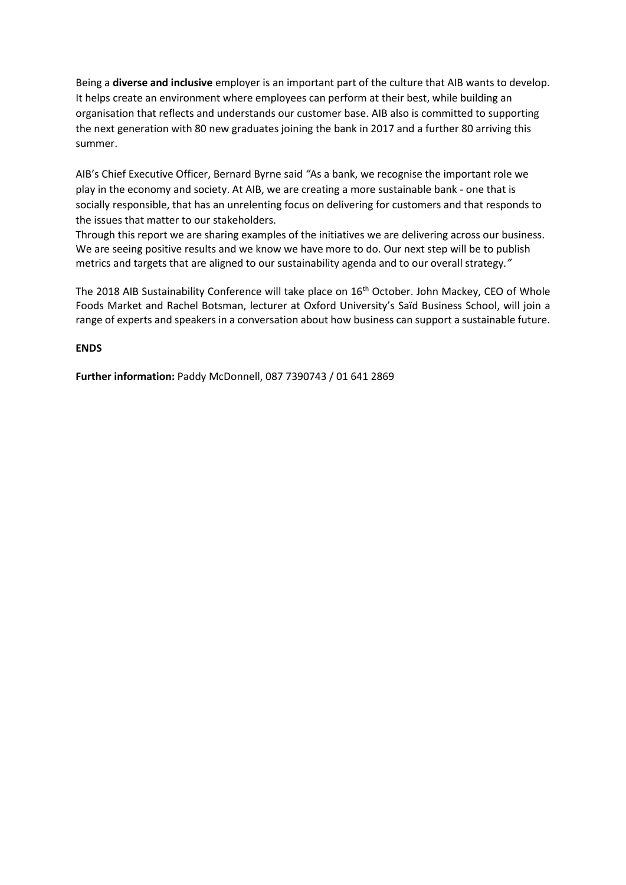Being a **diverse and inclusive** employer is an important part of the culture that AIB wants to develop. It helps create an environment where employees can perform at their best, while building an organisation that reflects and understands our customer base. AIB also is committed to supporting the next generation with 80 new graduates joining the bank in 2017 and a further 80 arriving this summer.

AIB's Chief Executive Officer, Bernard Byrne said *"As a bank, we recognise the important role we play in the economy and society. At AIB, we are creating a more sustainable bank - one that is socially responsible, that has an unrelenting focus on delivering for customers and that responds to the issues that matter to our stakeholders.*
*Through this report we are sharing examples of the initiatives we are delivering across our business. We are seeing positive results and we know we have more to do. Our next step will be to publish metrics and targets that are aligned to our sustainability agenda and to our overall strategy."*

The 2018 AIB Sustainability Conference will take place on 16th October. John Mackey, CEO of Whole Foods Market and Rachel Botsman, lecturer at Oxford University's Saïd Business School, will join a range of experts and speakers in a conversation about how business can support a sustainable future.

**ENDS**

**Further information:** Paddy McDonnell, 087 7390743 / 01 641 2869